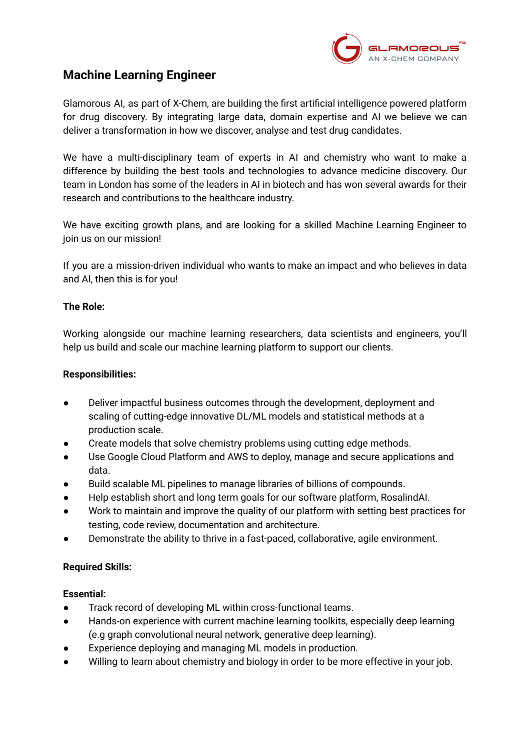# Machine Learning Engineer

Glamorous AI, as part of X-Chem, are building the first artificial intelligence powered platform for drug discovery. By integrating large data, domain expertise and AI we believe we can deliver a transformation in how we discover, analyse and test drug candidates.

We have a multi-disciplinary team of experts in AI and chemistry who want to make a difference by building the best tools and technologies to advance medicine discovery. Our team in London has some of the leaders in AI in biotech and has won several awards for their research and contributions to the healthcare industry.

We have exciting growth plans, and are looking for a skilled Machine Learning Engineer to join us on our mission!

If you are a mission-driven individual who wants to make an impact and who believes in data and AI, then this is for you!

**The Role:**

Working alongside our machine learning researchers, data scientists and engineers, you'll help us build and scale our machine learning platform to support our clients.

**Responsibilities:**

- Deliver impactful business outcomes through the development, deployment and scaling of cutting-edge innovative DL/ML models and statistical methods at a production scale.
- Create models that solve chemistry problems using cutting edge methods.
- Use Google Cloud Platform and AWS to deploy, manage and secure applications and data.
- Build scalable ML pipelines to manage libraries of billions of compounds.
- Help establish short and long term goals for our software platform, RosalindAI.
- Work to maintain and improve the quality of our platform with setting best practices for testing, code review, documentation and architecture.
- Demonstrate the ability to thrive in a fast-paced, collaborative, agile environment.

**Required Skills:**

**Essential:**

- Track record of developing ML within cross-functional teams.
- Hands-on experience with current machine learning toolkits, especially deep learning (e.g graph convolutional neural network, generative deep learning).
- Experience deploying and managing ML models in production.
- Willing to learn about chemistry and biology in order to be more effective in your job.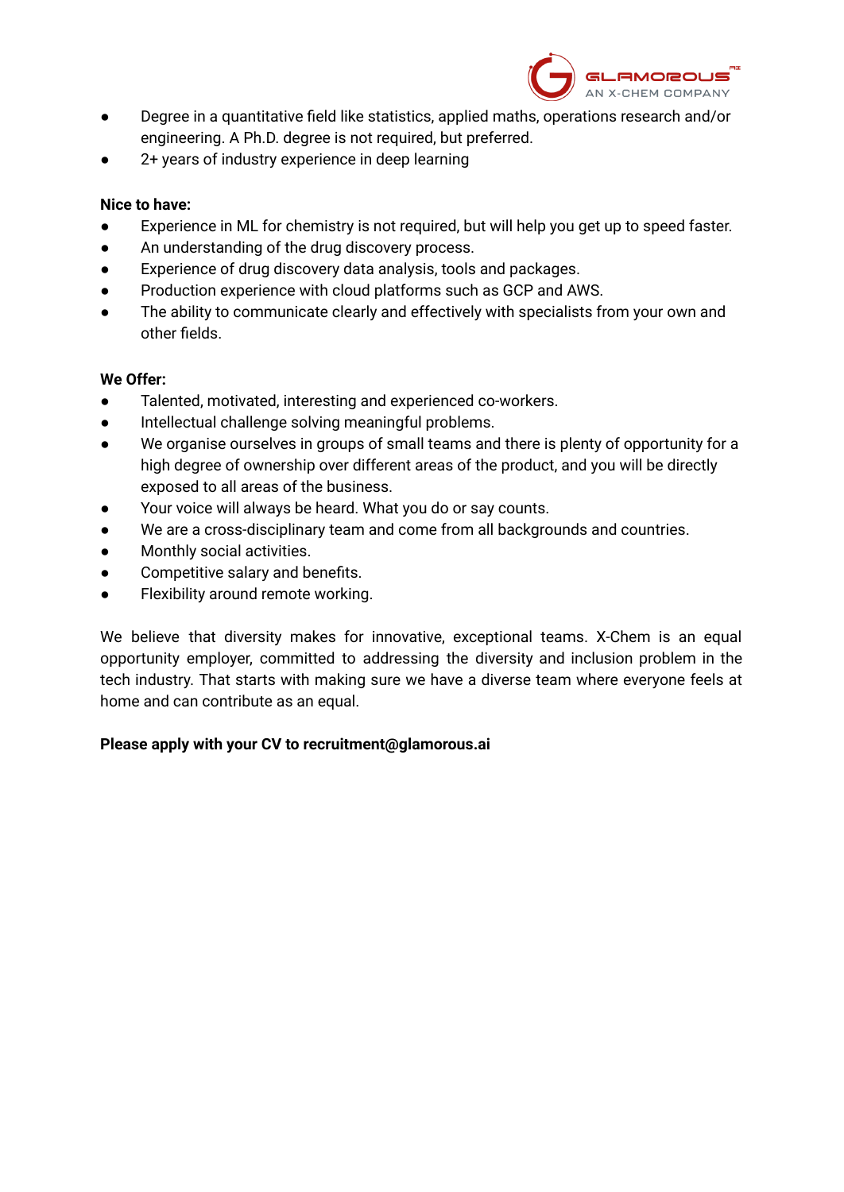- Degree in a quantitative field like statistics, applied maths, operations research and/or engineering. A Ph.D. degree is not required, but preferred.
- 2+ years of industry experience in deep learning

**Nice to have:**

- Experience in ML for chemistry is not required, but will help you get up to speed faster.
- An understanding of the drug discovery process.
- Experience of drug discovery data analysis, tools and packages.
- Production experience with cloud platforms such as GCP and AWS.
- The ability to communicate clearly and effectively with specialists from your own and other fields.

**We Offer:**

- Talented, motivated, interesting and experienced co-workers.
- Intellectual challenge solving meaningful problems.
- We organise ourselves in groups of small teams and there is plenty of opportunity for a high degree of ownership over different areas of the product, and you will be directly exposed to all areas of the business.
- Your voice will always be heard. What you do or say counts.
- We are a cross-disciplinary team and come from all backgrounds and countries.
- Monthly social activities.
- Competitive salary and benefits.
- Flexibility around remote working.

We believe that diversity makes for innovative, exceptional teams. X-Chem is an equal opportunity employer, committed to addressing the diversity and inclusion problem in the tech industry. That starts with making sure we have a diverse team where everyone feels at home and can contribute as an equal.

**Please apply with your CV to recruitment@glamorous.ai**